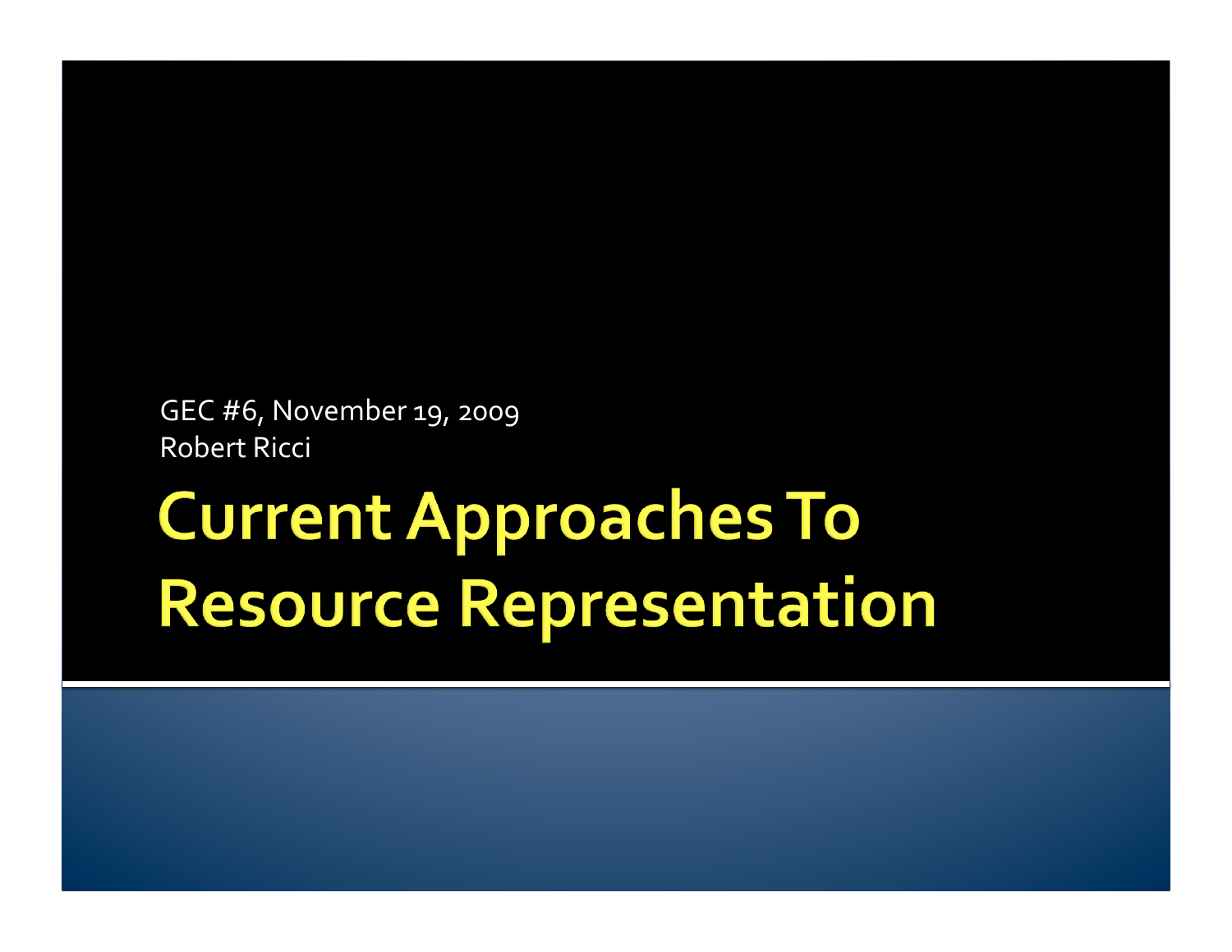GEC #6, November 19, 2009
Robert Ricci

# Current Approaches To Resource Representation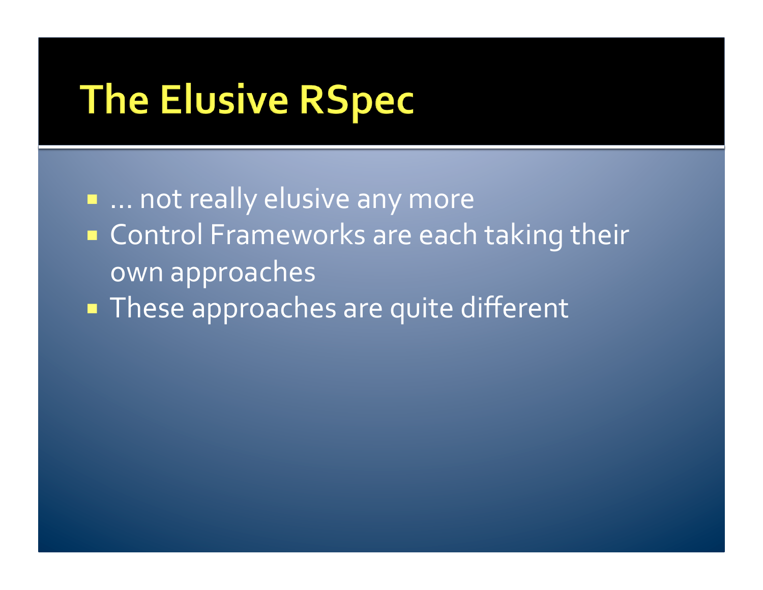# The Elusive RSpec

- … not really elusive any more
- Control Frameworks are each taking their own approaches
- These approaches are quite different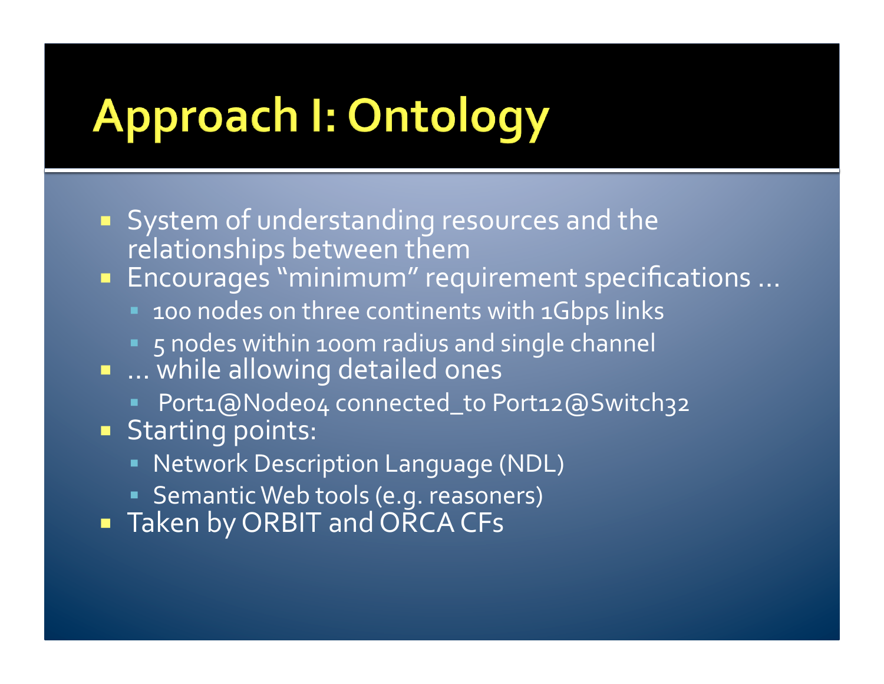# Approach I: Ontology

- System of understanding resources and the relationships between them
- Encourages "minimum" requirement specifications …
  - 100 nodes on three continents with 1Gbps links
  - 5 nodes within 100m radius and single channel
- … while allowing detailed ones
  - Port1@Node04 connected_to Port12@Switch32
- Starting points:
  - Network Description Language (NDL)
  - Semantic Web tools (e.g. reasoners)
- Taken by ORBIT and ORCA CFs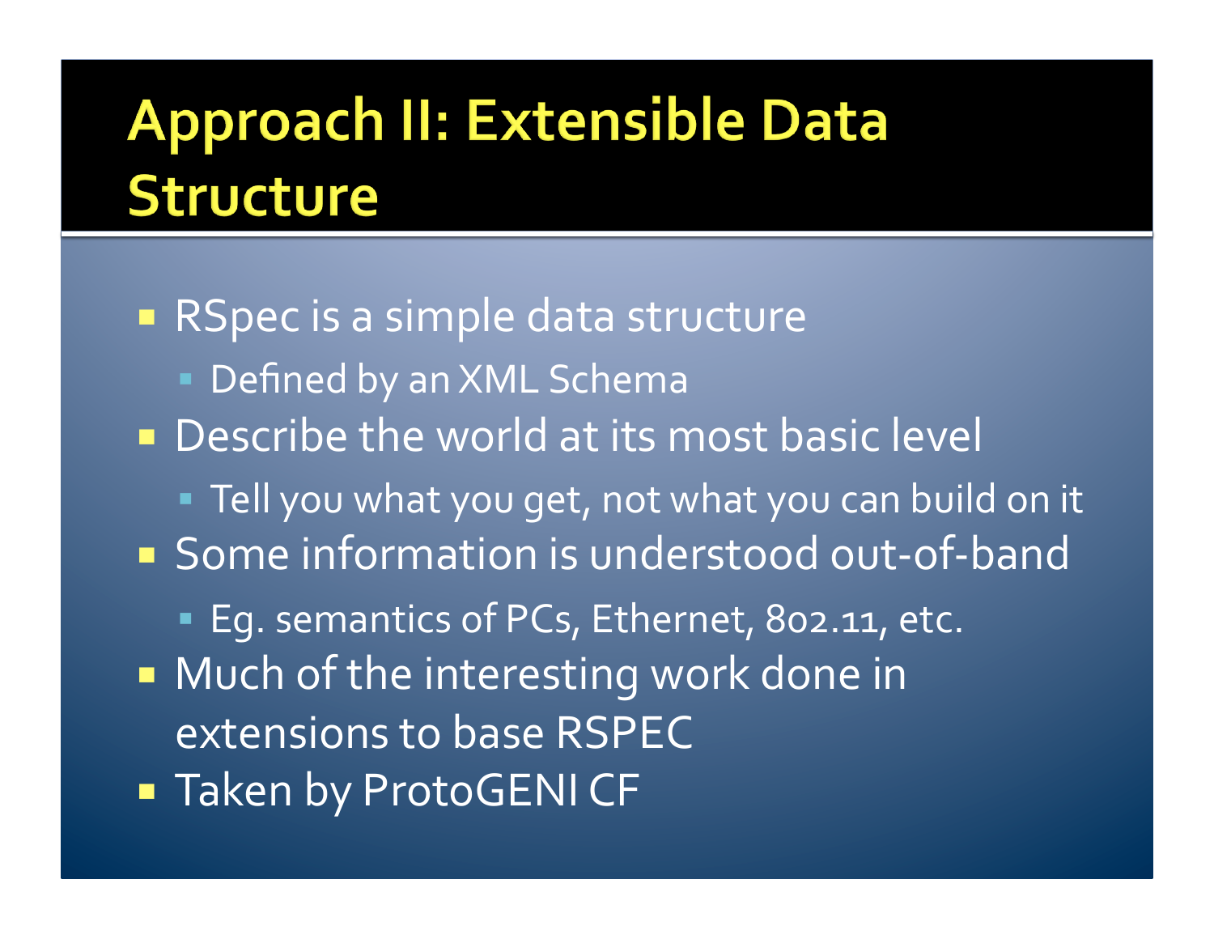# Approach II: Extensible Data Structure

- RSpec is a simple data structure
  - Defined by an XML Schema
- Describe the world at its most basic level
  - Tell you what you get, not what you can build on it
- Some information is understood out-of-band
  - Eg. semantics of PCs, Ethernet, 802.11, etc.
- Much of the interesting work done in extensions to base RSPEC
- Taken by ProtoGENI CF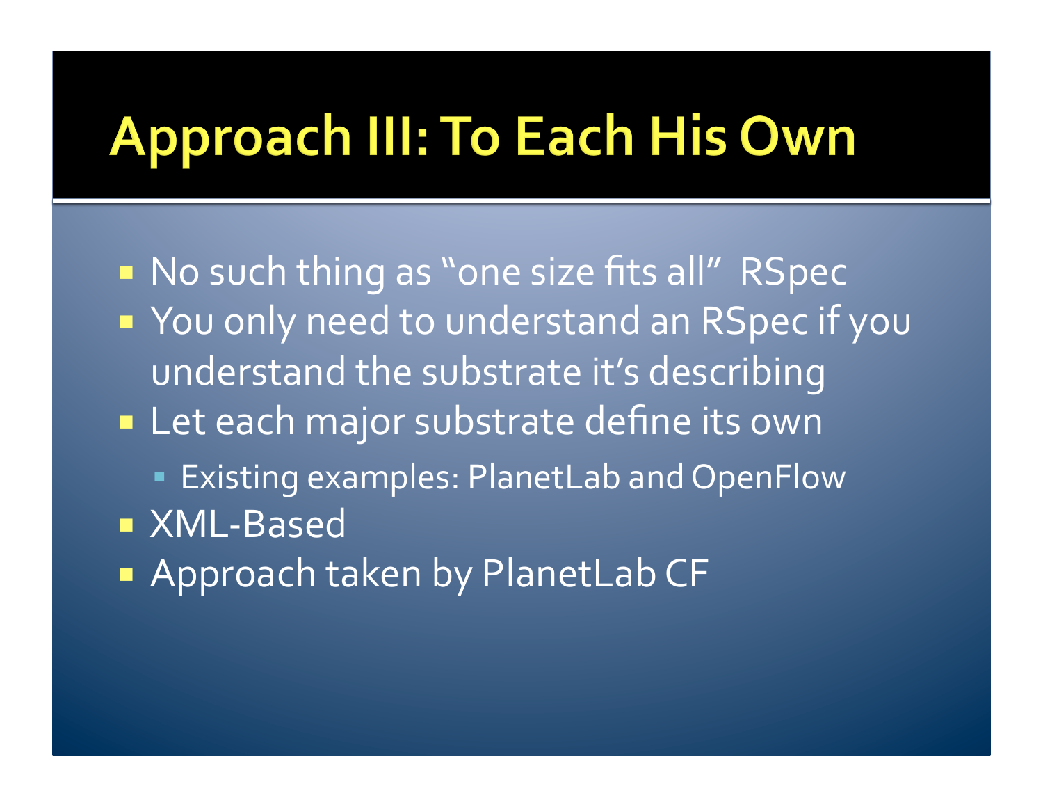# Approach III: To Each His Own

- No such thing as "one size fits all" RSpec
- You only need to understand an RSpec if you understand the substrate it's describing
- Let each major substrate define its own
  - Existing examples: PlanetLab and OpenFlow
- XML-Based
- Approach taken by PlanetLab CF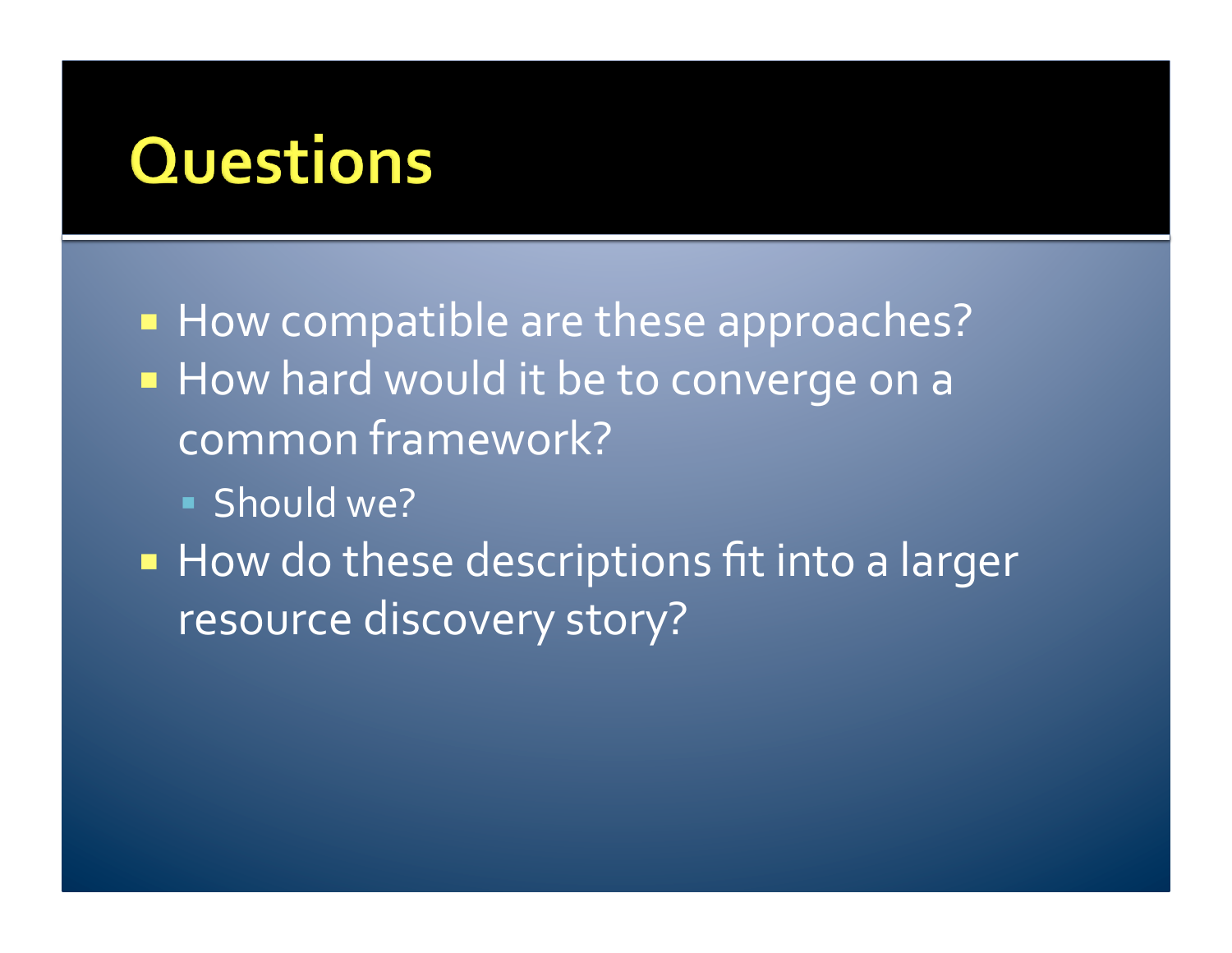# Questions

- How compatible are these approaches?
- How hard would it be to converge on a common framework?
  - Should we?
- How do these descriptions fit into a larger resource discovery story?